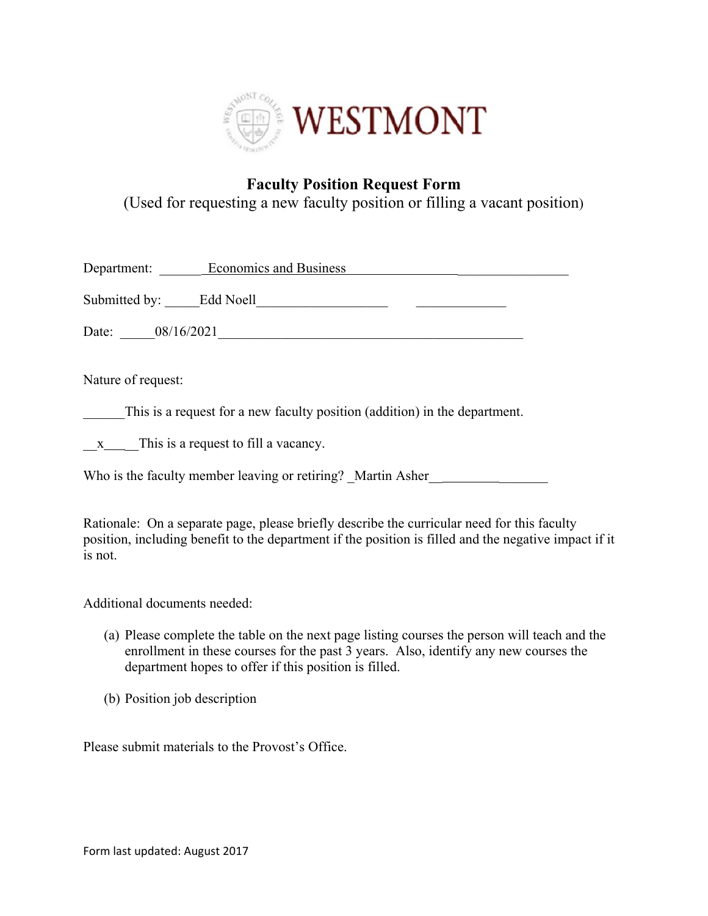WESTMONT

# Faculty Position Request Form

(Used for requesting a new faculty position or filling a vacant position)

Department: _______Economics and Business_________________________________

Submitted by: _____Edd Noell___________________ _____________

Date: _____08/16/2021_____________________________________________

Nature of request:

______This is a request for a new faculty position (addition) in the department.

__x_____This is a request to fill a vacancy.

Who is the faculty member leaving or retiring? _Martin Asher__________________

Rationale: On a separate page, please briefly describe the curricular need for this faculty position, including benefit to the department if the position is filled and the negative impact if it is not.

Additional documents needed:

(a) Please complete the table on the next page listing courses the person will teach and the enrollment in these courses for the past 3 years. Also, identify any new courses the department hopes to offer if this position is filled.

(b) Position job description

Please submit materials to the Provost's Office.

Form last updated: August 2017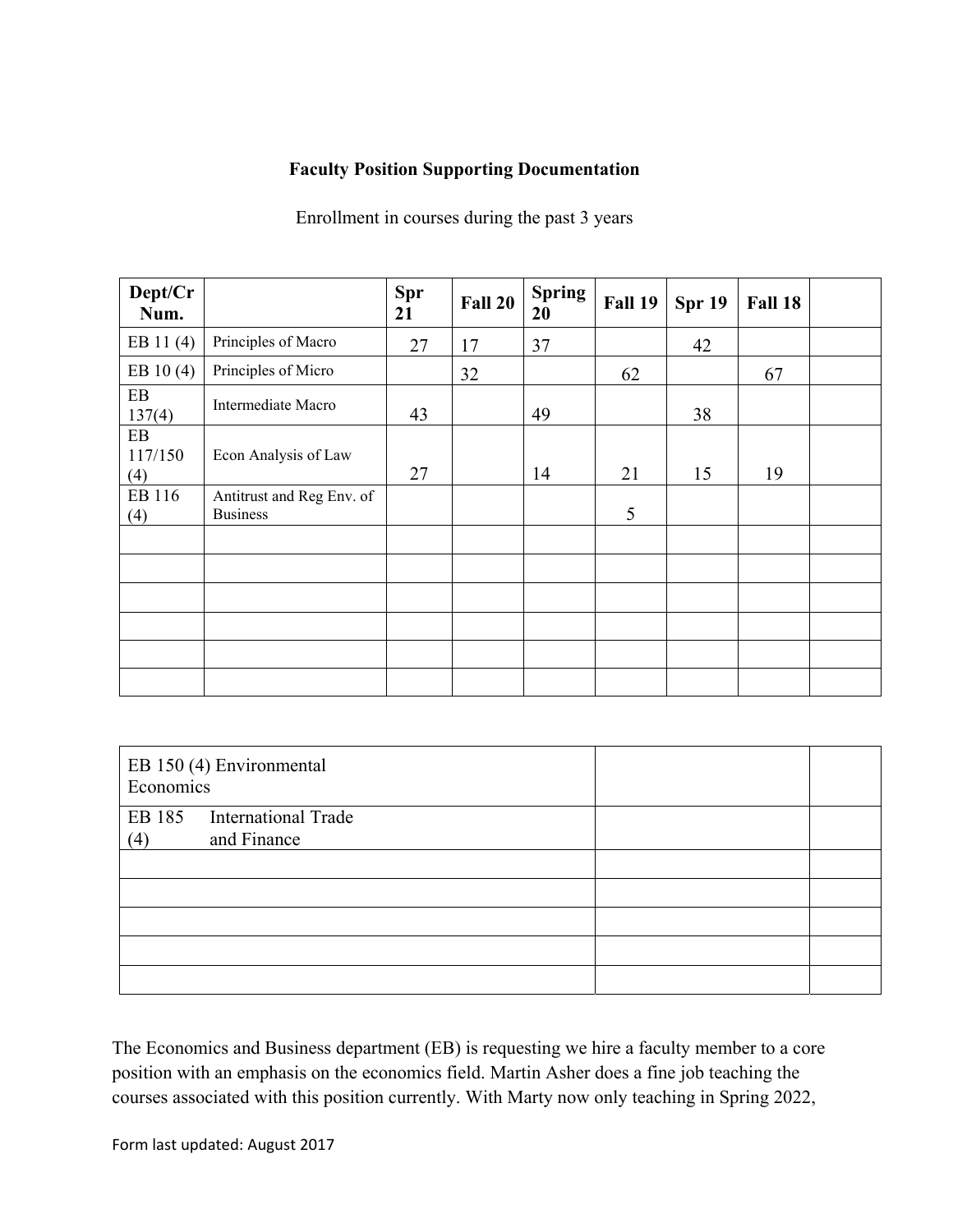**Faculty Position Supporting Documentation**

Enrollment in courses during the past 3 years

| Dept/Cr Num. | | Spr 21 | Fall 20 | Spring 20 | Fall 19 | Spr 19 | Fall 18 | |
|---|---|---|---|---|---|---|---|---|
| EB 11 (4) | Principles of Macro | 27 | 17 | 37 | | 42 | | |
| EB 10 (4) | Principles of Micro | | 32 | | 62 | | 67 | |
| EB 137(4) | Intermediate Macro | 43 | | 49 | | 38 | | |
| EB 117/150 (4) | Econ Analysis of Law | 27 | | 14 | 21 | 15 | 19 | |
| EB 116 (4) | Antitrust and Reg Env. of Business | | | | 5 | | | |
| | | | | | | | | |
| | | | | | | | | |
| | | | | | | | | |
| | | | | | | | | |
| | | | | | | | | |
| | | | | | | | | |

| | | |
|---|---|---|
| EB 150 (4) Environmental Economics | | |
| EB 185 (4) International Trade and Finance | | |
| | | |
| | | |
| | | |
| | | |
| | | |

The Economics and Business department (EB) is requesting we hire a faculty member to a core position with an emphasis on the economics field. Martin Asher does a fine job teaching the courses associated with this position currently. With Marty now only teaching in Spring 2022,

Form last updated: August 2017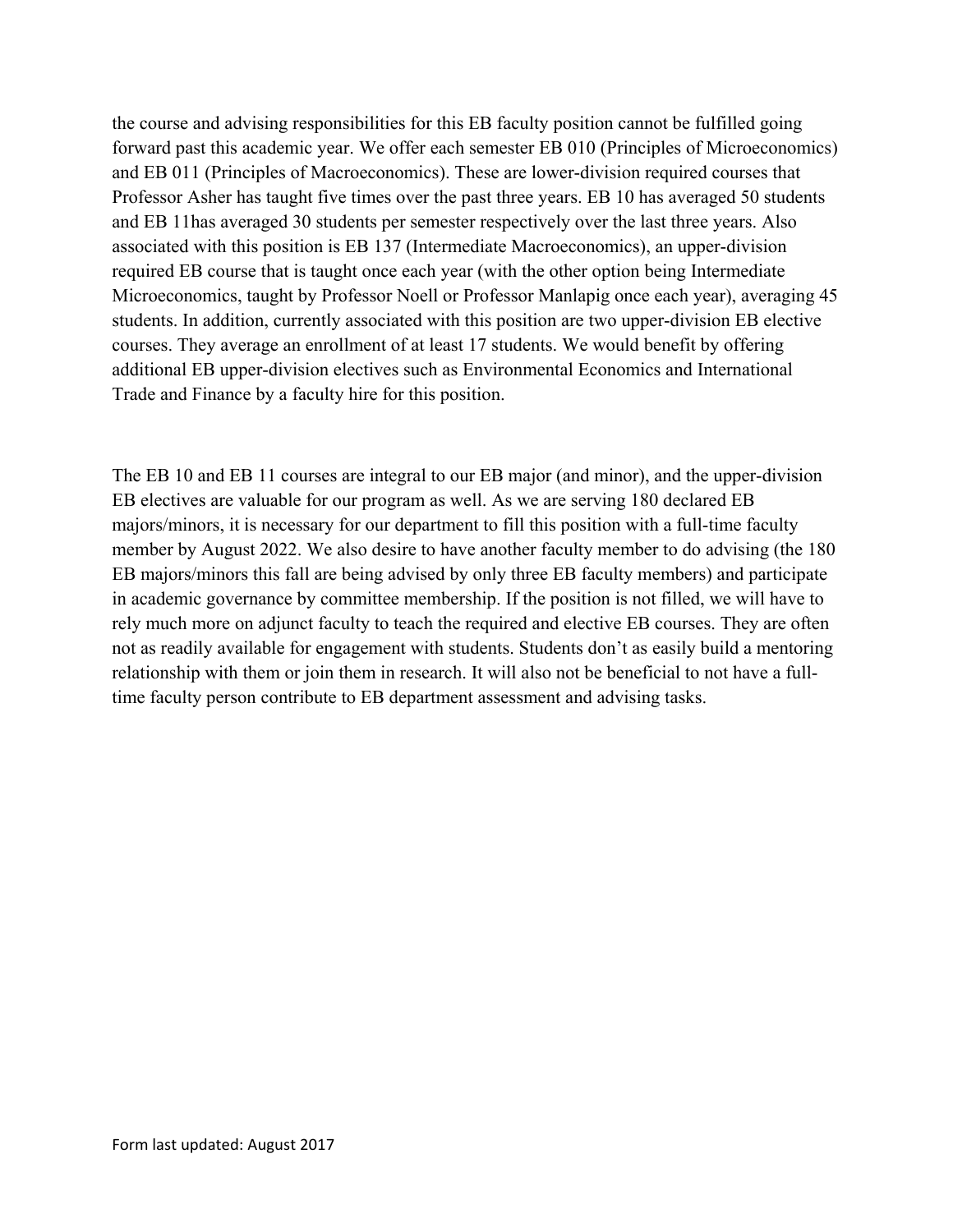the course and advising responsibilities for this EB faculty position cannot be fulfilled going forward past this academic year. We offer each semester EB 010 (Principles of Microeconomics) and EB 011 (Principles of Macroeconomics). These are lower-division required courses that Professor Asher has taught five times over the past three years. EB 10 has averaged 50 students and EB 11has averaged 30 students per semester respectively over the last three years. Also associated with this position is EB 137 (Intermediate Macroeconomics), an upper-division required EB course that is taught once each year (with the other option being Intermediate Microeconomics, taught by Professor Noell or Professor Manlapig once each year), averaging 45 students. In addition, currently associated with this position are two upper-division EB elective courses. They average an enrollment of at least 17 students. We would benefit by offering additional EB upper-division electives such as Environmental Economics and International Trade and Finance by a faculty hire for this position.

The EB 10 and EB 11 courses are integral to our EB major (and minor), and the upper-division EB electives are valuable for our program as well. As we are serving 180 declared EB majors/minors, it is necessary for our department to fill this position with a full-time faculty member by August 2022. We also desire to have another faculty member to do advising (the 180 EB majors/minors this fall are being advised by only three EB faculty members) and participate in academic governance by committee membership. If the position is not filled, we will have to rely much more on adjunct faculty to teach the required and elective EB courses. They are often not as readily available for engagement with students. Students don't as easily build a mentoring relationship with them or join them in research. It will also not be beneficial to not have a full-time faculty person contribute to EB department assessment and advising tasks.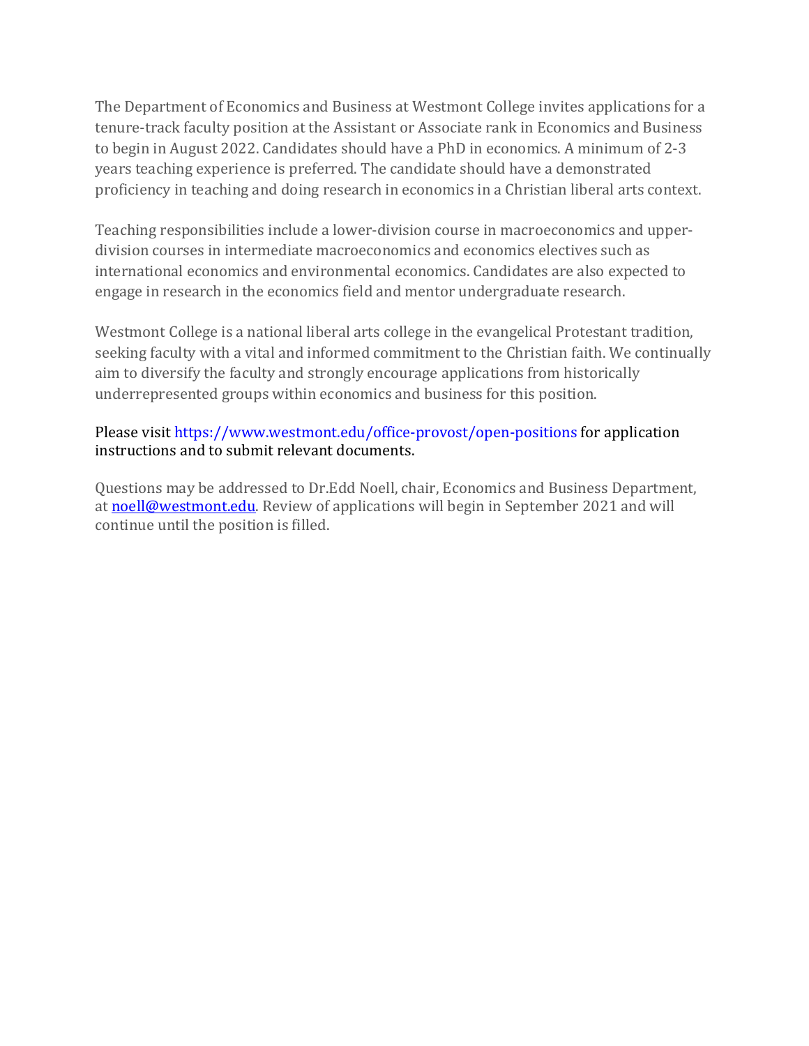The Department of Economics and Business at Westmont College invites applications for a tenure-track faculty position at the Assistant or Associate rank in Economics and Business to begin in August 2022. Candidates should have a PhD in economics. A minimum of 2-3 years teaching experience is preferred. The candidate should have a demonstrated proficiency in teaching and doing research in economics in a Christian liberal arts context.

Teaching responsibilities include a lower-division course in macroeconomics and upper-division courses in intermediate macroeconomics and economics electives such as international economics and environmental economics. Candidates are also expected to engage in research in the economics field and mentor undergraduate research.

Westmont College is a national liberal arts college in the evangelical Protestant tradition, seeking faculty with a vital and informed commitment to the Christian faith. We continually aim to diversify the faculty and strongly encourage applications from historically underrepresented groups within economics and business for this position.

Please visit https://www.westmont.edu/office-provost/open-positions for application instructions and to submit relevant documents.

Questions may be addressed to Dr.Edd Noell, chair, Economics and Business Department, at noell@westmont.edu. Review of applications will begin in September 2021 and will continue until the position is filled.